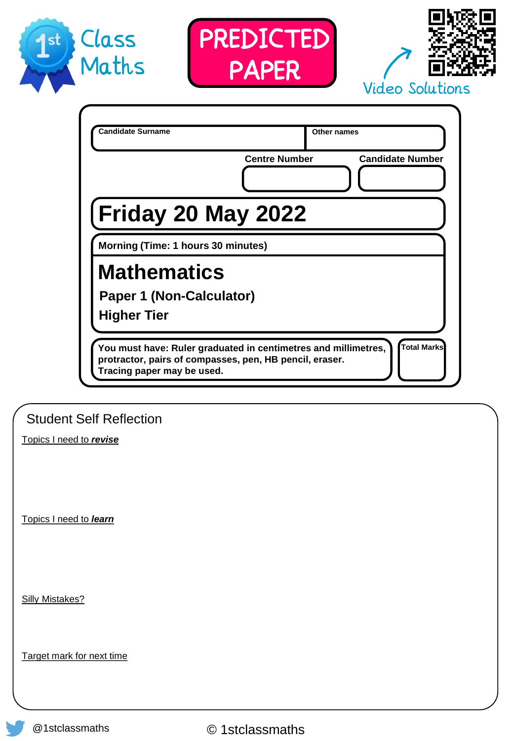1st Class Maths

**PREDICTED PAPER**

Video Solutions

| Candidate Surname | Other names |
| --- | --- |
| | |

| Centre Number | Candidate Number |
| --- | --- |
| | |

# Friday 20 May 2022

**Morning (Time: 1 hours 30 minutes)**

# Mathematics

**Paper 1 (Non-Calculator)**

**Higher Tier**

**You must have: Ruler graduated in centimetres and millimetres, protractor, pairs of compasses, pen, HB pencil, eraser. Tracing paper may be used.**

**Total Marks**

## Student Self Reflection

Topics I need to ***revise***

Topics I need to ***learn***

Silly Mistakes?

Target mark for next time

@1stclassmaths

© 1stclassmaths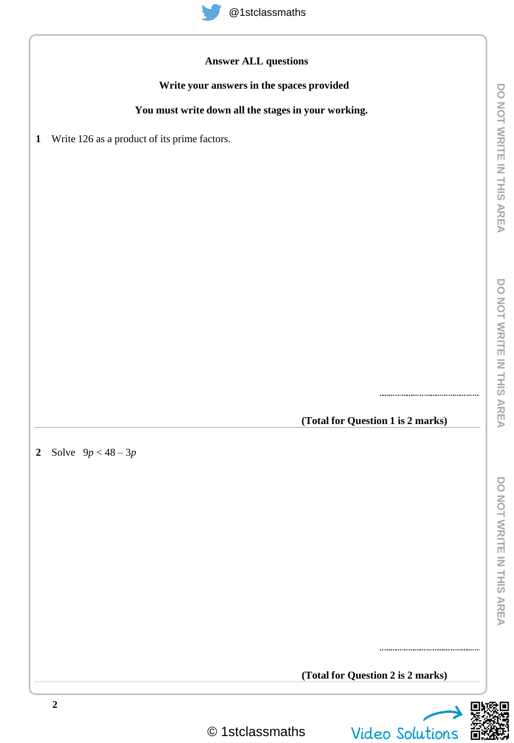**Answer ALL questions**

**Write your answers in the spaces provided**

**You must write down all the stages in your working.**

**1** Write 126 as a product of its prime factors.

..............................

**(Total for Question 1 is 2 marks)**

---

**2** Solve $9p < 48 - 3p$

..............................

**(Total for Question 2 is 2 marks)**

---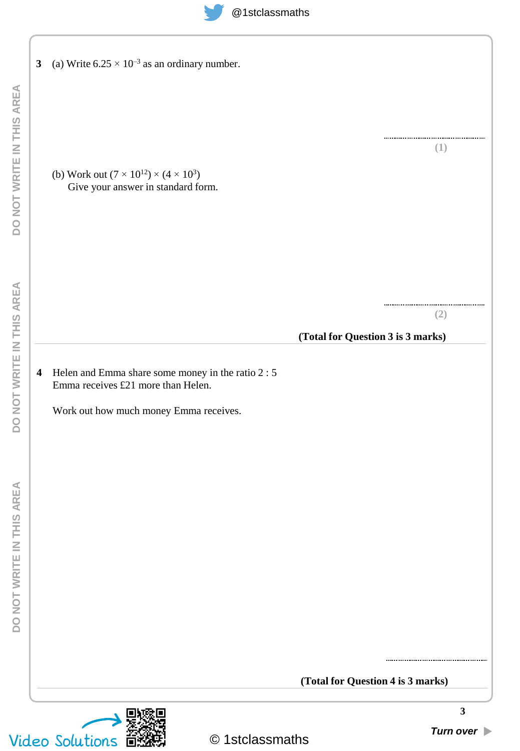**3** (a) Write $6.25 \times 10^{-3}$ as an ordinary number.

..............................................

**(1)**

(b) Work out $(7 \times 10^{12}) \times (4 \times 10^{3})$

Give your answer in standard form.

..............................................

**(2)**

**(Total for Question 3 is 3 marks)**

---

**4** Helen and Emma share some money in the ratio 2 : 5

Emma receives £21 more than Helen.

Work out how much money Emma receives.

..............................................

**(Total for Question 4 is 3 marks)**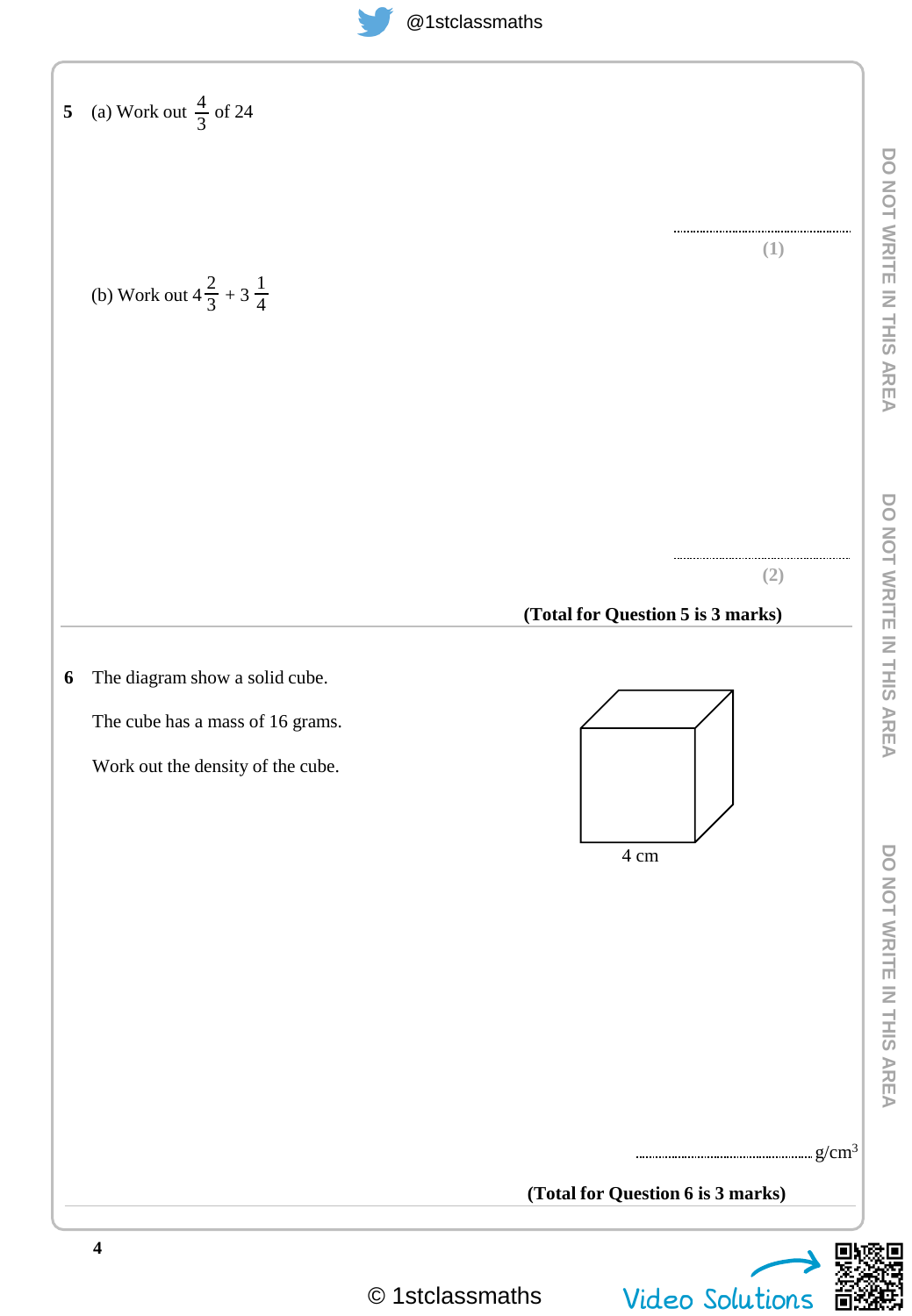**5** (a) Work out $\frac{4}{3}$ of 24

..............................

**(1)**

(b) Work out $4\frac{2}{3} + 3\frac{1}{4}$

..............................

**(2)**

**(Total for Question 5 is 3 marks)**

---

**6** The diagram show a solid cube.

The cube has a mass of 16 grams.

Work out the density of the cube.

4 cm

.............................. g/cm$^3$

**(Total for Question 6 is 3 marks)**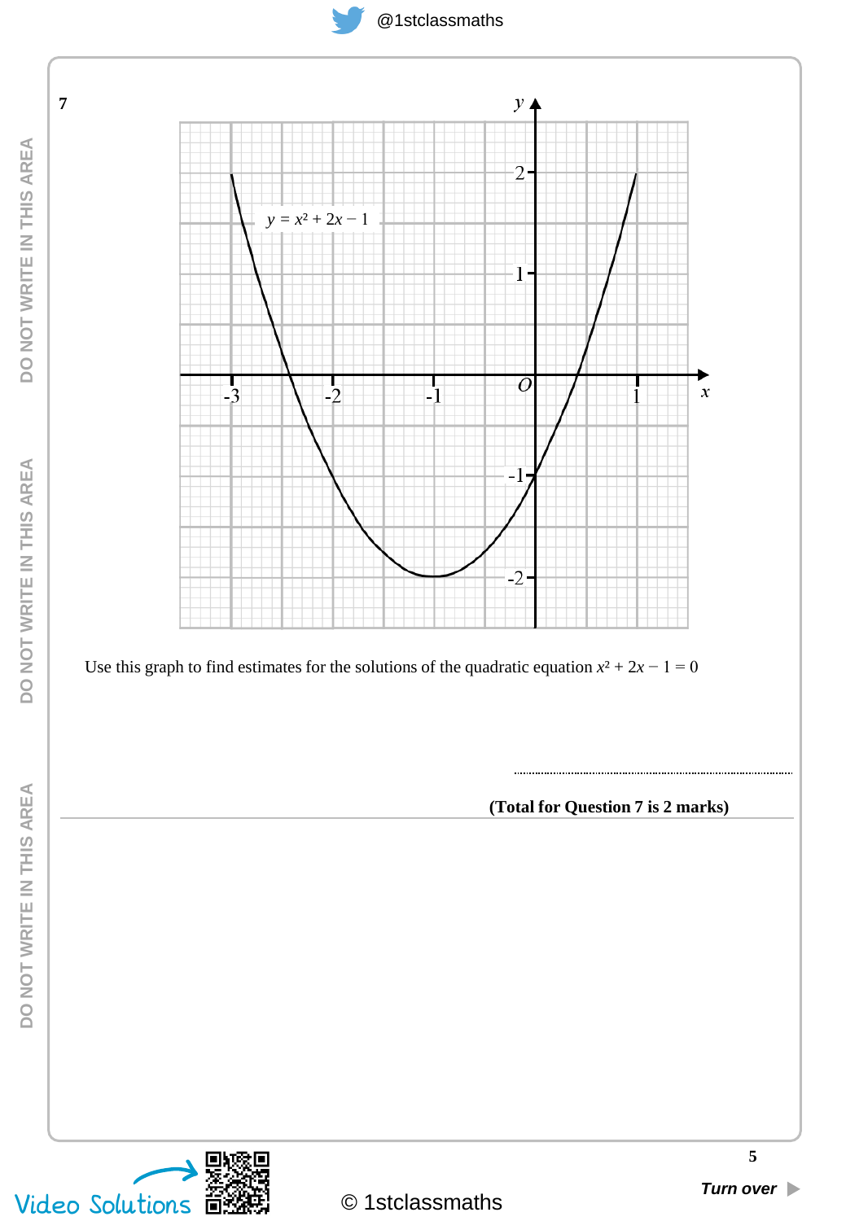**7**

$y = x^2 + 2x - 1$

Use this graph to find estimates for the solutions of the quadratic equation $x^2 + 2x - 1 = 0$

..............................................................

**(Total for Question 7 is 2 marks)**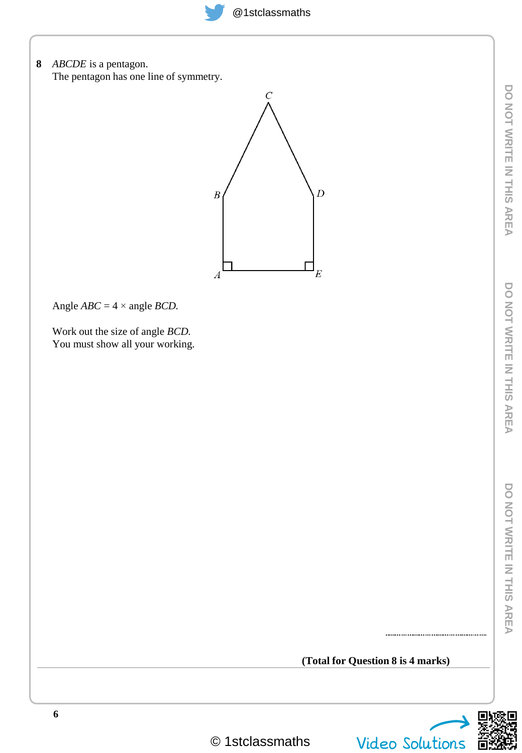**8** *ABCDE* is a pentagon.
The pentagon has one line of symmetry.

Angle *ABC* = 4 × angle *BCD*.

Work out the size of angle *BCD*.
You must show all your working.

..............................

**(Total for Question 8 is 4 marks)**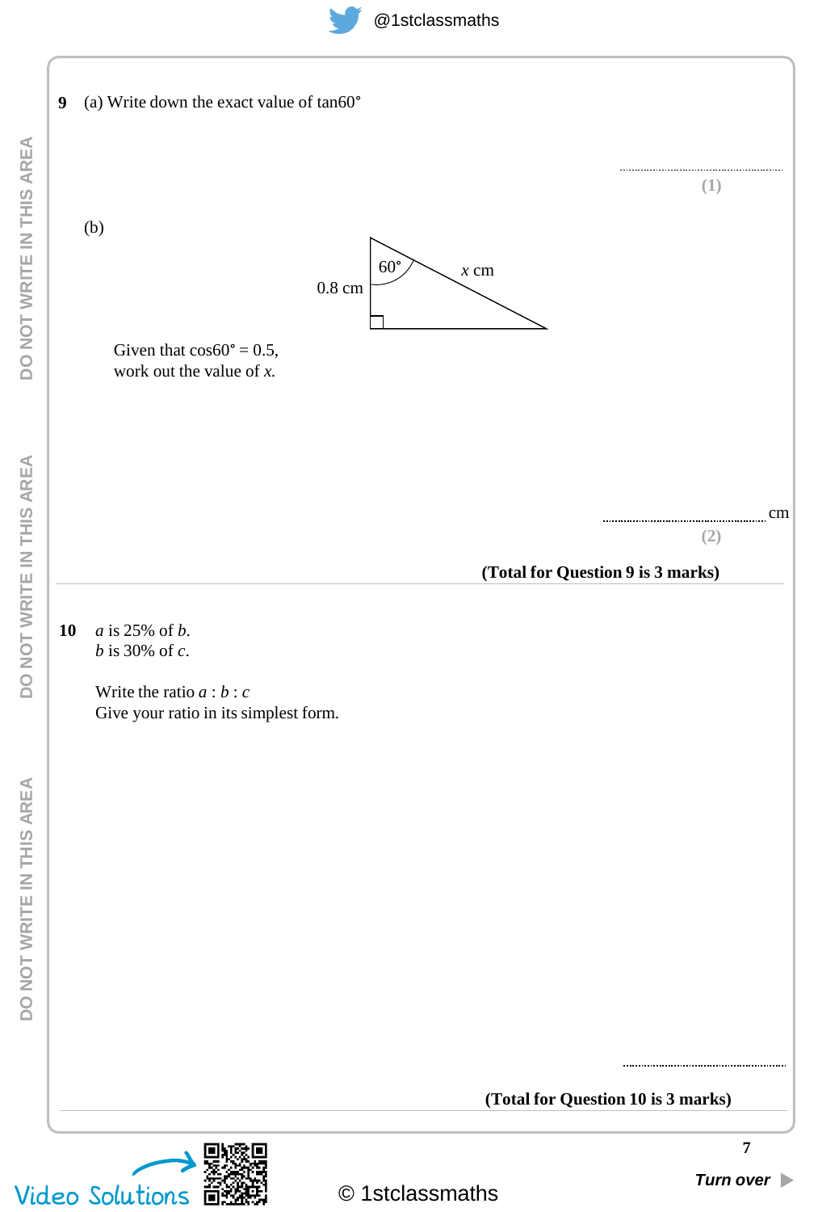**9** (a) Write down the exact value of tan60°

..............................
**(1)**

(b)

0.8 cm, 60°, $x$ cm

Given that cos60° = 0.5,
work out the value of $x$.

.............................. cm
**(2)**

**(Total for Question 9 is 3 marks)**

---

**10** $a$ is 25% of $b$.
$b$ is 30% of $c$.

Write the ratio $a : b : c$
Give your ratio in its simplest form.

..............................

**(Total for Question 10 is 3 marks)**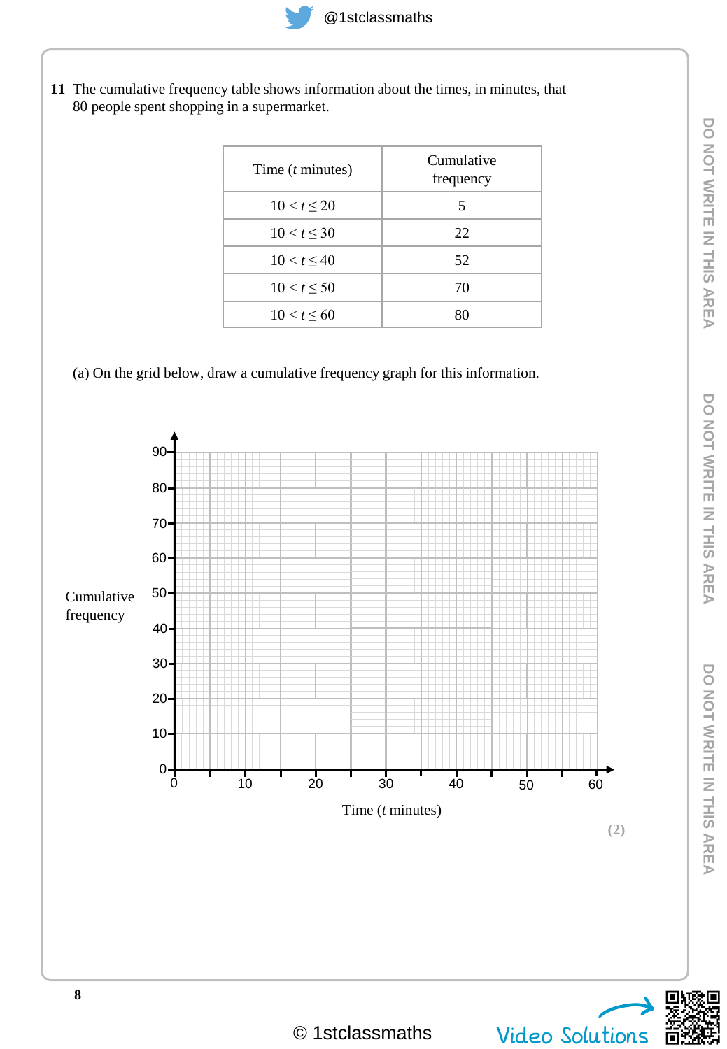**11** The cumulative frequency table shows information about the times, in minutes, that 80 people spent shopping in a supermarket.

| Time ($t$ minutes) | Cumulative frequency |
|---|---|
| $10 < t \leq 20$ | 5 |
| $10 < t \leq 30$ | 22 |
| $10 < t \leq 40$ | 52 |
| $10 < t \leq 50$ | 70 |
| $10 < t \leq 60$ | 80 |

(a) On the grid below, draw a cumulative frequency graph for this information.

Cumulative frequency

Time ($t$ minutes)

**(2)**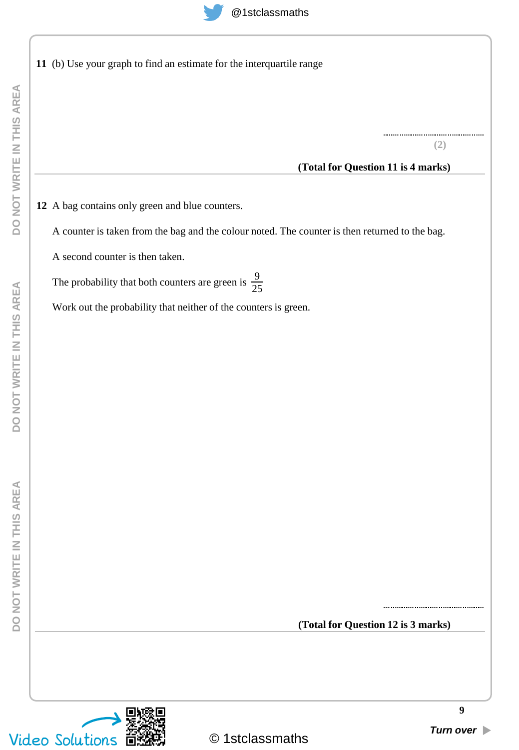**11** (b) Use your graph to find an estimate for the interquartile range

..............................

**(2)**

**(Total for Question 11 is 4 marks)**

---

**12** A bag contains only green and blue counters.

A counter is taken from the bag and the colour noted. The counter is then returned to the bag.

A second counter is then taken.

The probability that both counters are green is $\frac{9}{25}$

Work out the probability that neither of the counters is green.

..............................

**(Total for Question 12 is 3 marks)**

---

Video Solutions

© 1stclassmaths

*Turn over*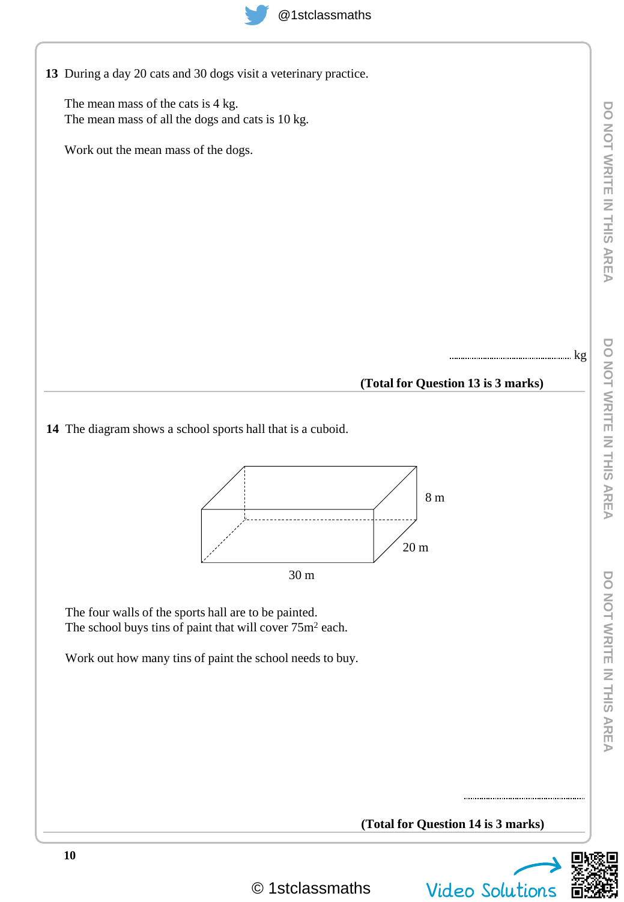**13** During a day 20 cats and 30 dogs visit a veterinary practice.

The mean mass of the cats is 4 kg.
The mean mass of all the dogs and cats is 10 kg.

Work out the mean mass of the dogs.

.......................................................... kg

**(Total for Question 13 is 3 marks)**

---

**14** The diagram shows a school sports hall that is a cuboid.

8 m

20 m

30 m

The four walls of the sports hall are to be painted.
The school buys tins of paint that will cover $75\text{m}^2$ each.

Work out how many tins of paint the school needs to buy.

..........................................................

**(Total for Question 14 is 3 marks)**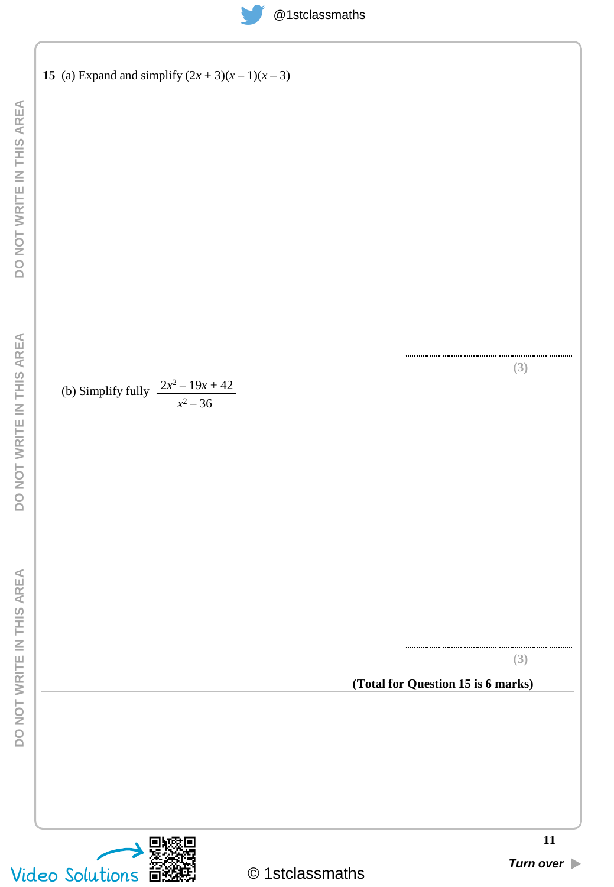**15** (a) Expand and simplify $(2x + 3)(x - 1)(x - 3)$

..........................................................

**(3)**

(b) Simplify fully $\dfrac{2x^2 - 19x + 42}{x^2 - 36}$

..........................................................

**(3)**

**(Total for Question 15 is 6 marks)**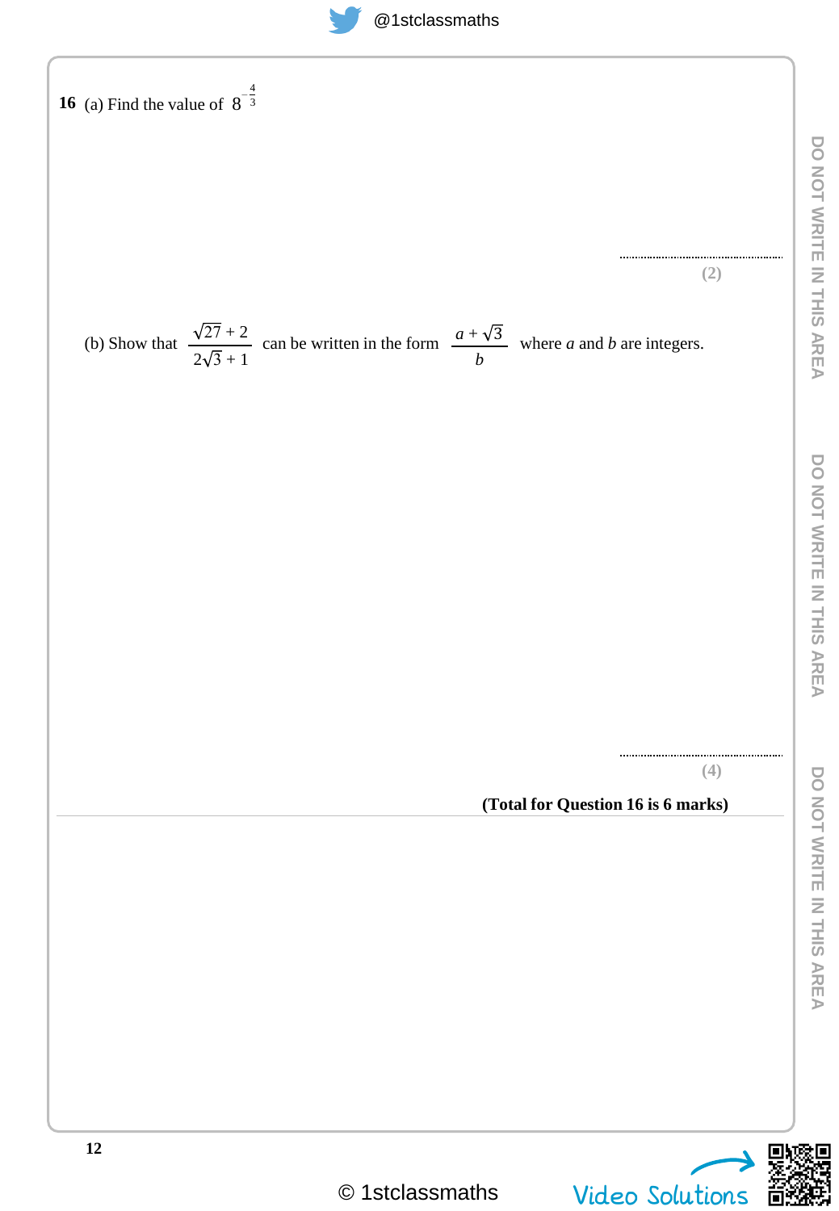**16** (a) Find the value of $8^{-\frac{4}{3}}$

..............................

**(2)**

(b) Show that $\dfrac{\sqrt{27}+2}{2\sqrt{3}+1}$ can be written in the form $\dfrac{a+\sqrt{3}}{b}$ where $a$ and $b$ are integers.

..............................

**(4)**

**(Total for Question 16 is 6 marks)**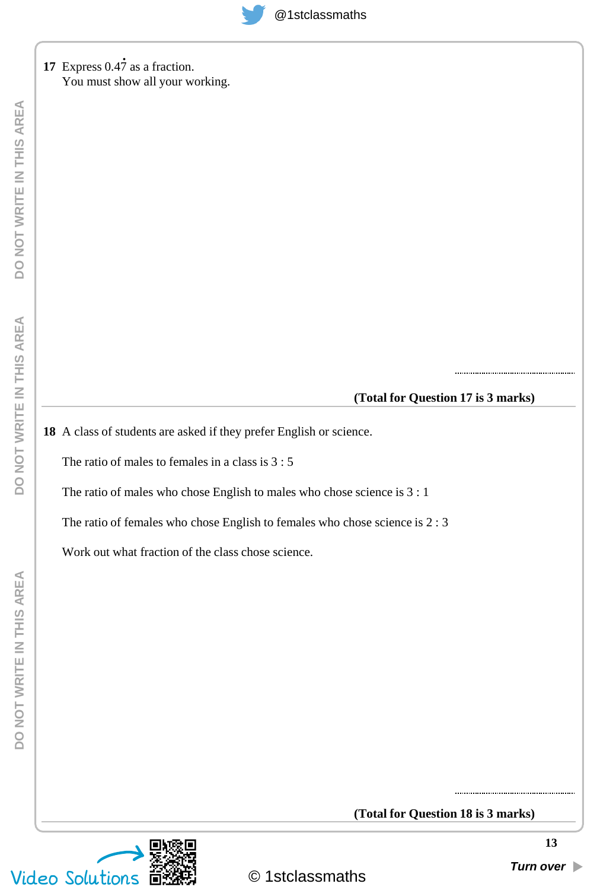**17** Express $0.4\dot{7}$ as a fraction.
You must show all your working.

......................................................

**(Total for Question 17 is 3 marks)**

---

**18** A class of students are asked if they prefer English or science.

The ratio of males to females in a class is 3 : 5

The ratio of males who chose English to males who chose science is 3 : 1

The ratio of females who chose English to females who chose science is 2 : 3

Work out what fraction of the class chose science.

......................................................

**(Total for Question 18 is 3 marks)**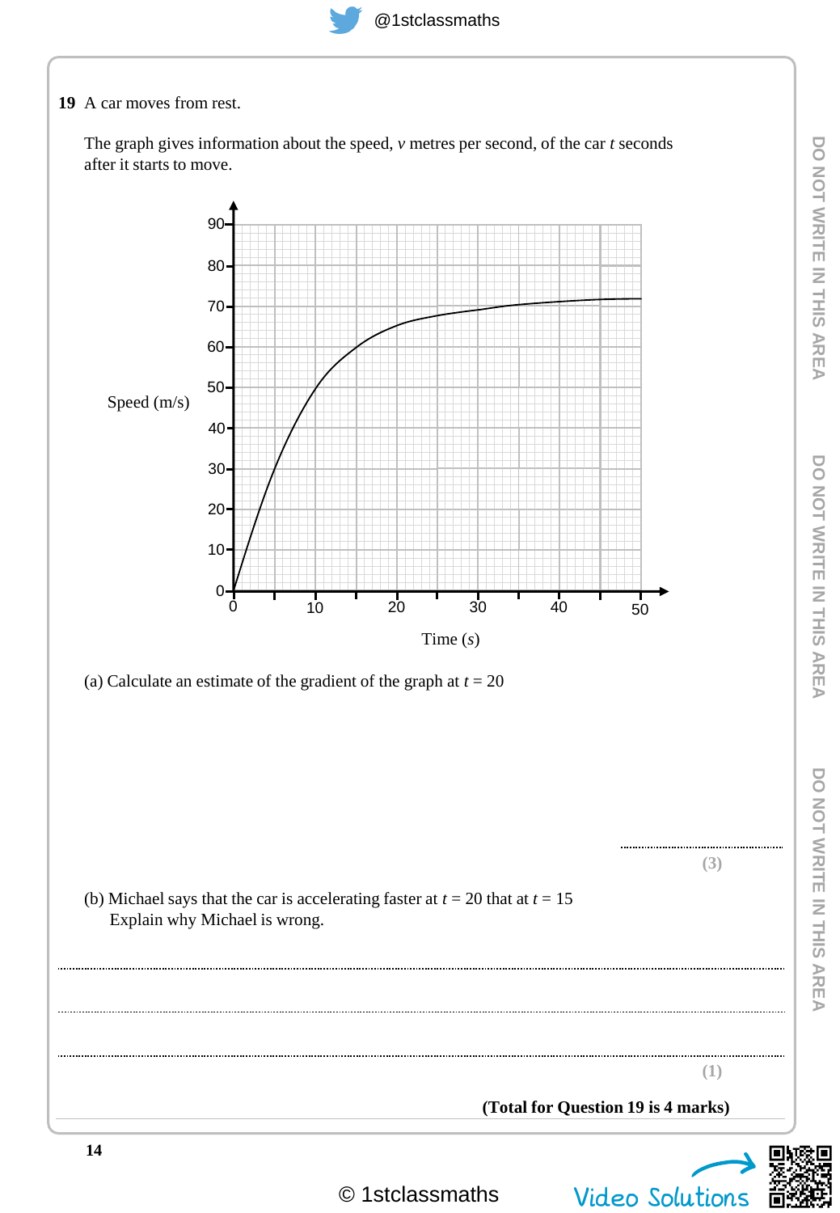**19** A car moves from rest.

The graph gives information about the speed, $v$ metres per second, of the car $t$ seconds after it starts to move.

(a) Calculate an estimate of the gradient of the graph at $t = 20$

..............................

**(3)**

(b) Michael says that the car is accelerating faster at $t = 20$ that at $t = 15$
Explain why Michael is wrong.

..............................................................................................................................................

..............................................................................................................................................

..............................................................................................................................................

**(1)**

**(Total for Question 19 is 4 marks)**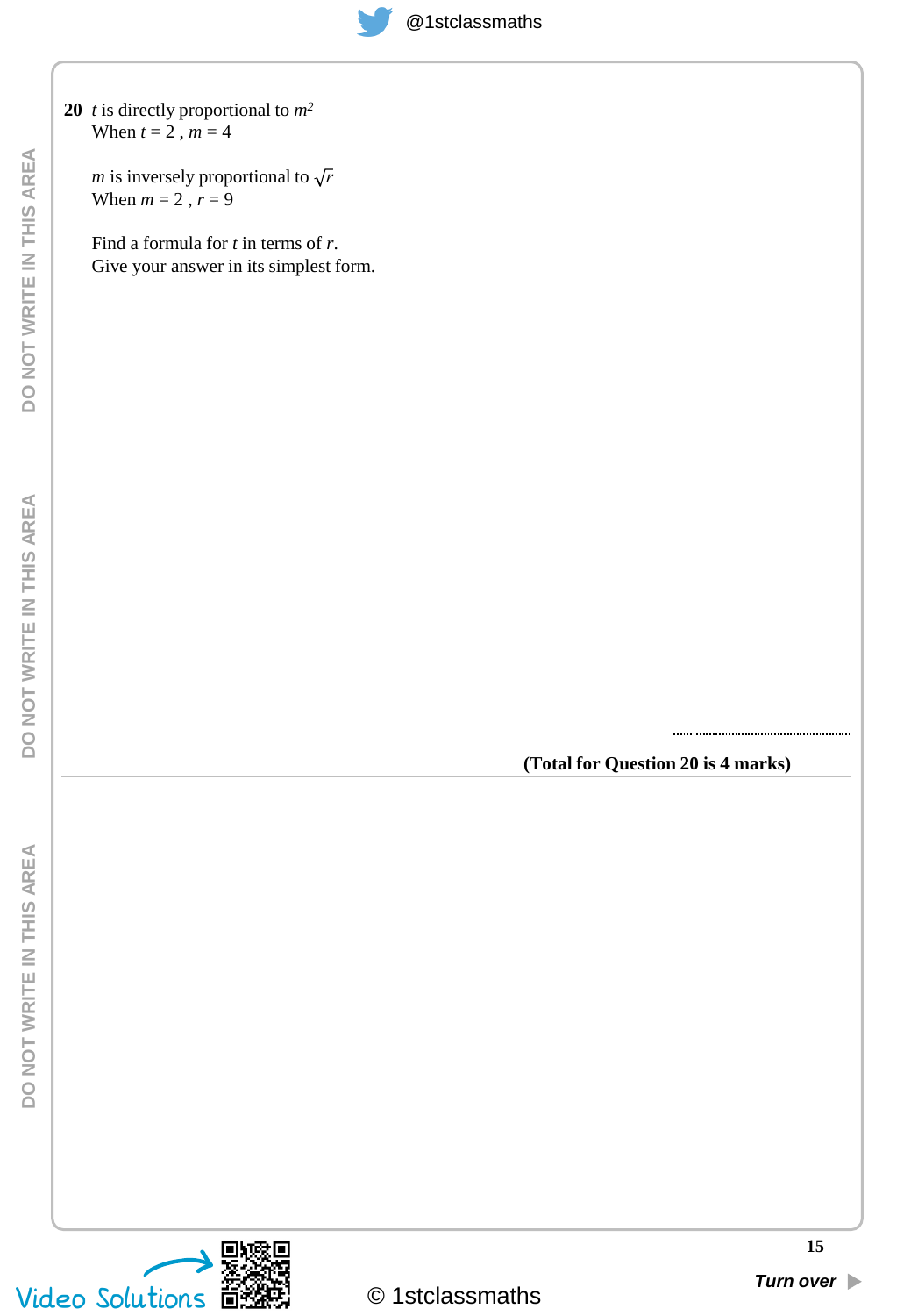**20** $t$ is directly proportional to $m^2$
When $t = 2$ , $m = 4$

$m$ is inversely proportional to $\sqrt{r}$
When $m = 2$ , $r = 9$

Find a formula for $t$ in terms of $r$.
Give your answer in its simplest form.

..............................................

**(Total for Question 20 is 4 marks)**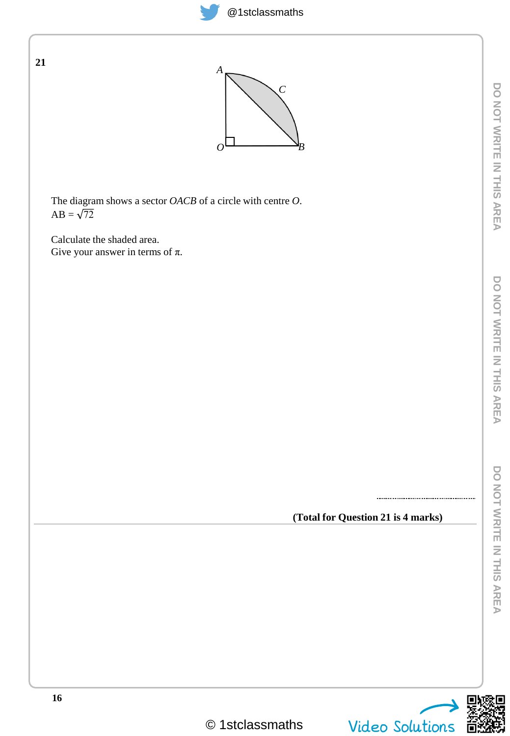**21**

The diagram shows a sector *OACB* of a circle with centre *O*.
AB = $\sqrt{72}$

Calculate the shaded area.
Give your answer in terms of $\pi$.

..........................................

**(Total for Question 21 is 4 marks)**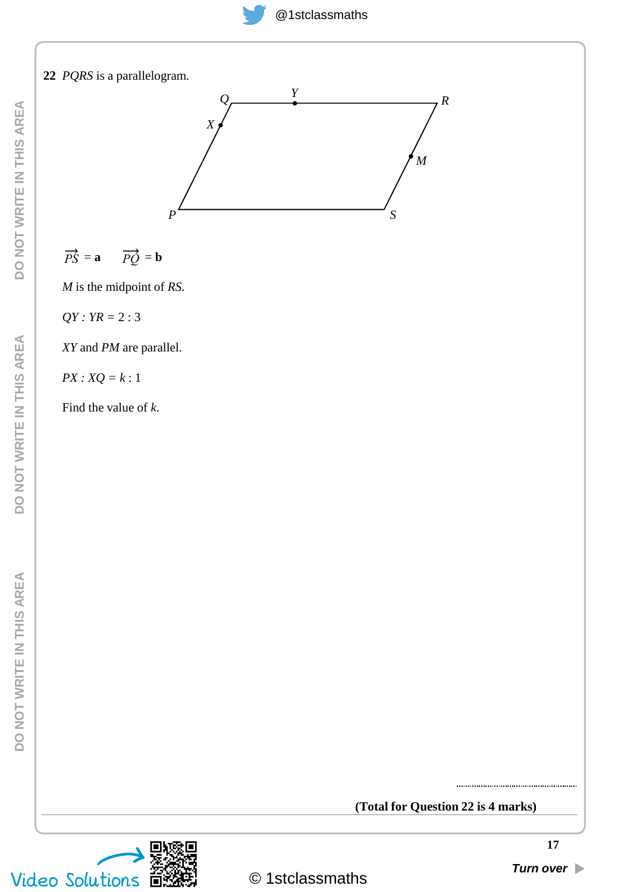**22** *PQRS* is a parallelogram.

$\overrightarrow{PS} = \mathbf{a}$ $\overrightarrow{PQ} = \mathbf{b}$

*M* is the midpoint of *RS*.

$QY : YR = 2 : 3$

*XY* and *PM* are parallel.

$PX : XQ = k : 1$

Find the value of *k*.

..........................................

**(Total for Question 22 is 4 marks)**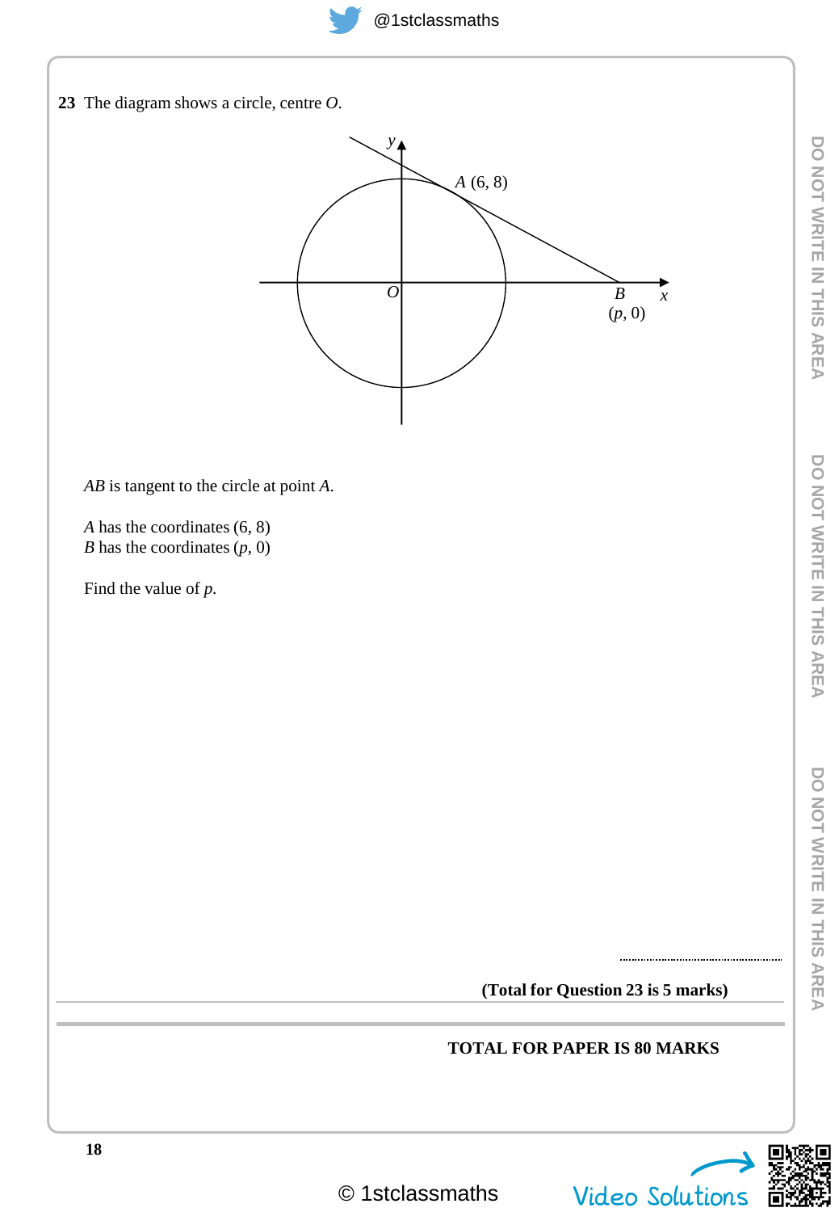**23** The diagram shows a circle, centre $O$.

$y$

$A$ (6, 8)

$O$

$B$

($p$, 0)

$x$

$AB$ is tangent to the circle at point $A$.

$A$ has the coordinates (6, 8)
$B$ has the coordinates ($p$, 0)

Find the value of $p$.

.......................................................

**(Total for Question 23 is 5 marks)**

---

**TOTAL FOR PAPER IS 80 MARKS**